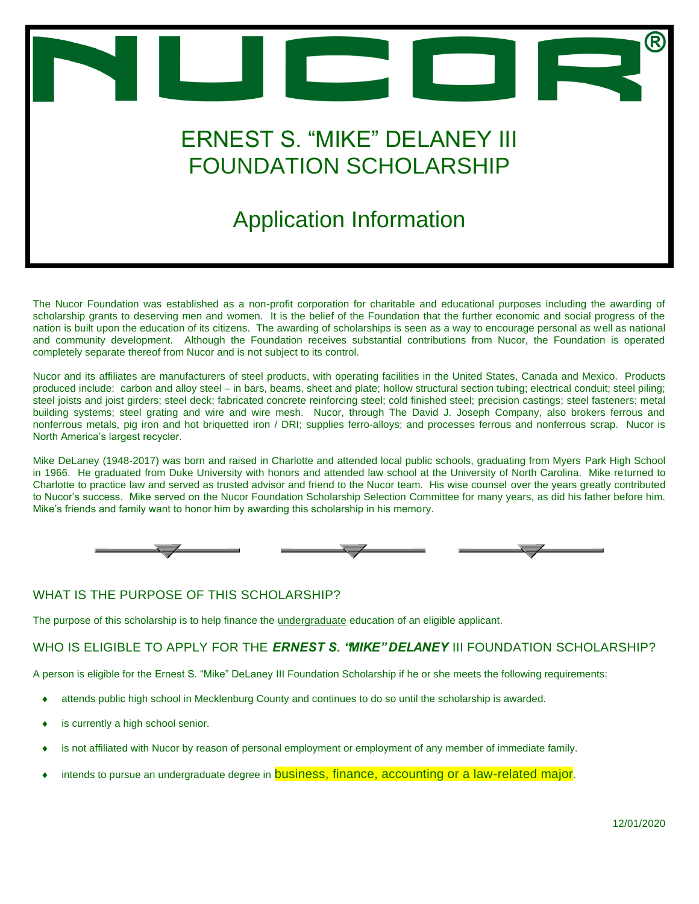# NUCOR®

# ERNEST S. "MIKE" DELANEY III FOUNDATION SCHOLARSHIP

## Application Information

The Nucor Foundation was established as a non-profit corporation for charitable and educational purposes including the awarding of scholarship grants to deserving men and women. It is the belief of the Foundation that the further economic and social progress of the nation is built upon the education of its citizens. The awarding of scholarships is seen as a way to encourage personal as well as national and community development. Although the Foundation receives substantial contributions from Nucor, the Foundation is operated completely separate thereof from Nucor and is not subject to its control.

Nucor and its affiliates are manufacturers of steel products, with operating facilities in the United States, Canada and Mexico. Products produced include: carbon and alloy steel – in bars, beams, sheet and plate; hollow structural section tubing; electrical conduit; steel piling; steel joists and joist girders; steel deck; fabricated concrete reinforcing steel; cold finished steel; precision castings; steel fasteners; metal building systems; steel grating and wire and wire mesh. Nucor, through The David J. Joseph Company, also brokers ferrous and nonferrous metals, pig iron and hot briquetted iron / DRI; supplies ferro-alloys; and processes ferrous and nonferrous scrap. Nucor is North America's largest recycler.

Mike DeLaney (1948-2017) was born and raised in Charlotte and attended local public schools, graduating from Myers Park High School in 1966. He graduated from Duke University with honors and attended law school at the University of North Carolina. Mike returned to Charlotte to practice law and served as trusted advisor and friend to the Nucor team. His wise counsel over the years greatly contributed to Nucor's success. Mike served on the Nucor Foundation Scholarship Selection Committee for many years, as did his father before him. Mike's friends and family want to honor him by awarding this scholarship in his memory.

### WHAT IS THE PURPOSE OF THIS SCHOLARSHIP?

The purpose of this scholarship is to help finance the undergraduate education of an eligible applicant.

### WHO IS ELIGIBLE TO APPLY FOR THE ***ERNEST S. "MIKE" DELANEY*** III FOUNDATION SCHOLARSHIP?

A person is eligible for the Ernest S. "Mike" DeLaney III Foundation Scholarship if he or she meets the following requirements:

- attends public high school in Mecklenburg County and continues to do so until the scholarship is awarded.
- is currently a high school senior.
- is not affiliated with Nucor by reason of personal employment or employment of any member of immediate family.
- intends to pursue an undergraduate degree in business, finance, accounting or a law-related major.

12/01/2020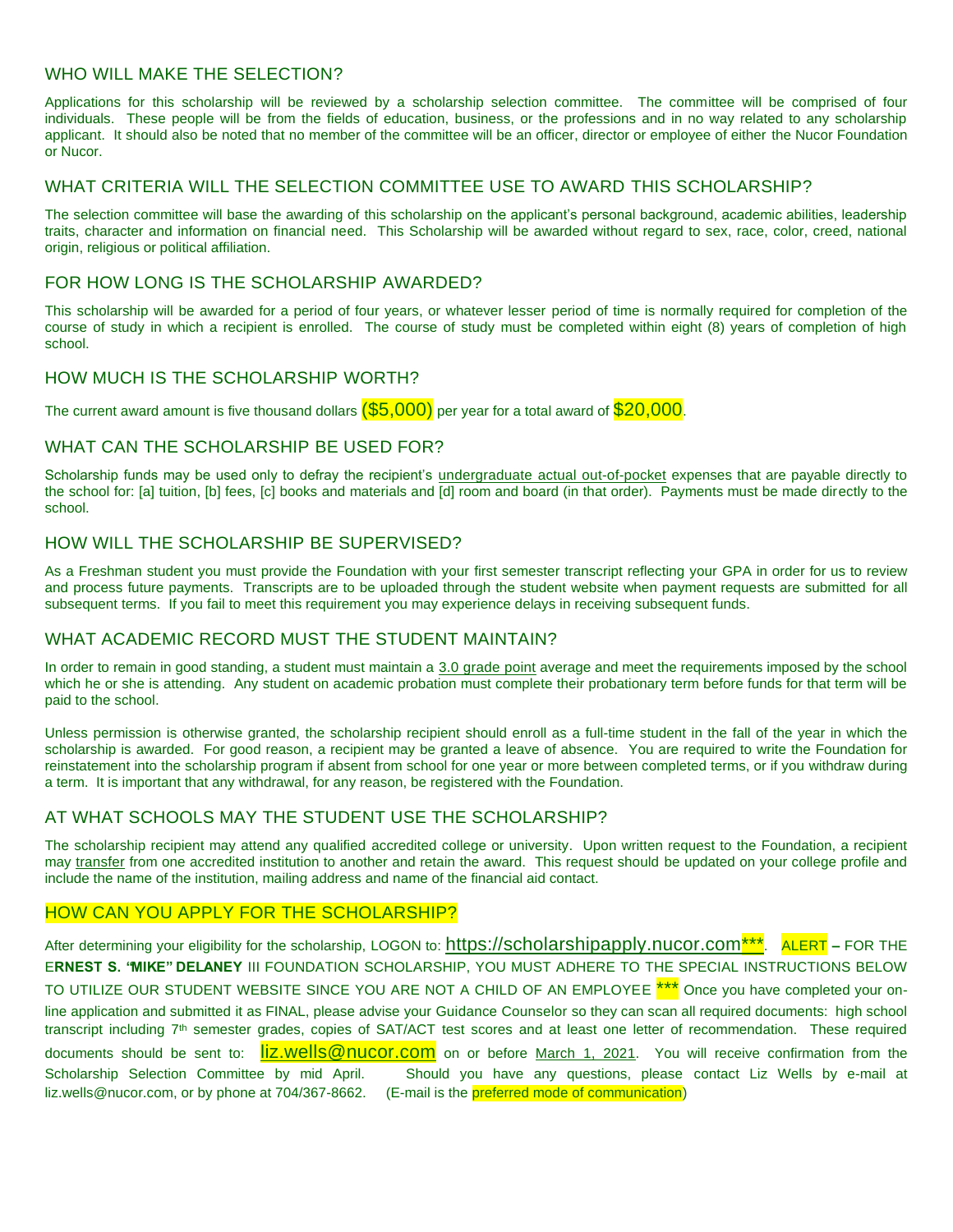## WHO WILL MAKE THE SELECTION?

Applications for this scholarship will be reviewed by a scholarship selection committee. The committee will be comprised of four individuals. These people will be from the fields of education, business, or the professions and in no way related to any scholarship applicant. It should also be noted that no member of the committee will be an officer, director or employee of either the Nucor Foundation or Nucor.

## WHAT CRITERIA WILL THE SELECTION COMMITTEE USE TO AWARD THIS SCHOLARSHIP?

The selection committee will base the awarding of this scholarship on the applicant's personal background, academic abilities, leadership traits, character and information on financial need. This Scholarship will be awarded without regard to sex, race, color, creed, national origin, religious or political affiliation.

## FOR HOW LONG IS THE SCHOLARSHIP AWARDED?

This scholarship will be awarded for a period of four years, or whatever lesser period of time is normally required for completion of the course of study in which a recipient is enrolled. The course of study must be completed within eight (8) years of completion of high school.

## HOW MUCH IS THE SCHOLARSHIP WORTH?

The current award amount is five thousand dollars **($5,000)** per year for a total award of **$20,000**.

## WHAT CAN THE SCHOLARSHIP BE USED FOR?

Scholarship funds may be used only to defray the recipient's undergraduate actual out-of-pocket expenses that are payable directly to the school for: [a] tuition, [b] fees, [c] books and materials and [d] room and board (in that order). Payments must be made directly to the school.

## HOW WILL THE SCHOLARSHIP BE SUPERVISED?

As a Freshman student you must provide the Foundation with your first semester transcript reflecting your GPA in order for us to review and process future payments. Transcripts are to be uploaded through the student website when payment requests are submitted for all subsequent terms. If you fail to meet this requirement you may experience delays in receiving subsequent funds.

## WHAT ACADEMIC RECORD MUST THE STUDENT MAINTAIN?

In order to remain in good standing, a student must maintain a 3.0 grade point average and meet the requirements imposed by the school which he or she is attending. Any student on academic probation must complete their probationary term before funds for that term will be paid to the school.

Unless permission is otherwise granted, the scholarship recipient should enroll as a full-time student in the fall of the year in which the scholarship is awarded. For good reason, a recipient may be granted a leave of absence. You are required to write the Foundation for reinstatement into the scholarship program if absent from school for one year or more between completed terms, or if you withdraw during a term. It is important that any withdrawal, for any reason, be registered with the Foundation.

## AT WHAT SCHOOLS MAY THE STUDENT USE THE SCHOLARSHIP?

The scholarship recipient may attend any qualified accredited college or university. Upon written request to the Foundation, a recipient may transfer from one accredited institution to another and retain the award. This request should be updated on your college profile and include the name of the institution, mailing address and name of the financial aid contact.

## HOW CAN YOU APPLY FOR THE SCHOLARSHIP?

After determining your eligibility for the scholarship, LOGON to: https://scholarshipapply.nucor.com***. ALERT – FOR THE E**RNEST S. "MIKE" DELANEY** III FOUNDATION SCHOLARSHIP, YOU MUST ADHERE TO THE SPECIAL INSTRUCTIONS BELOW TO UTILIZE OUR STUDENT WEBSITE SINCE YOU ARE NOT A CHILD OF AN EMPLOYEE *** Once you have completed your on-line application and submitted it as FINAL, please advise your Guidance Counselor so they can scan all required documents: high school transcript including 7th semester grades, copies of SAT/ACT test scores and at least one letter of recommendation. These required documents should be sent to: liz.wells@nucor.com on or before March 1, 2021. You will receive confirmation from the Scholarship Selection Committee by mid April. Should you have any questions, please contact Liz Wells by e-mail at liz.wells@nucor.com, or by phone at 704/367-8662. (E-mail is the preferred mode of communication)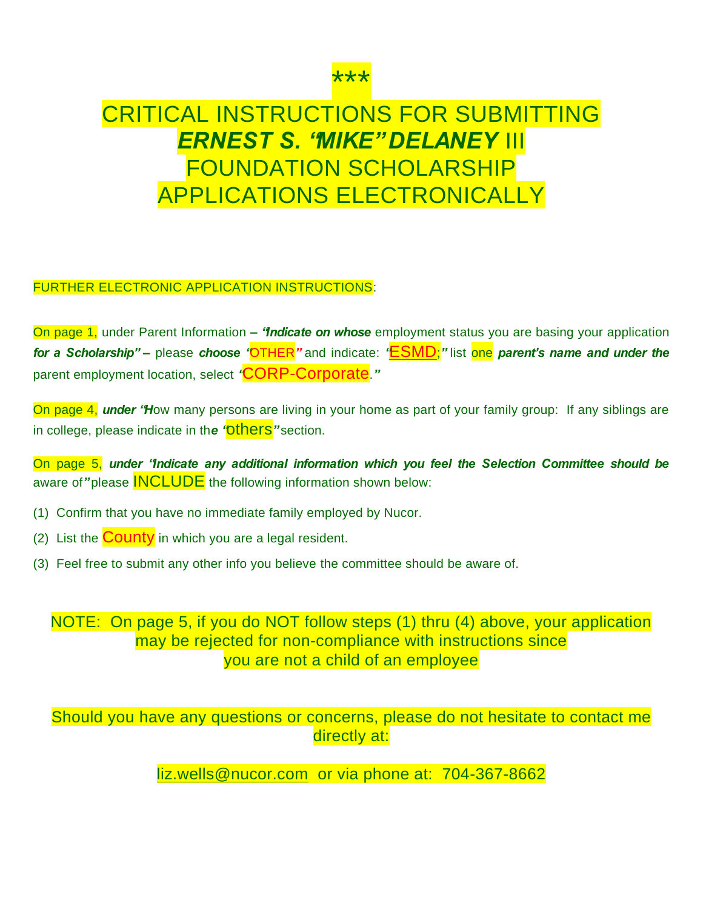# ***

# CRITICAL INSTRUCTIONS FOR SUBMITTING ***ERNEST S. "MIKE" DELANEY*** III FOUNDATION SCHOLARSHIP APPLICATIONS ELECTRONICALLY

FURTHER ELECTRONIC APPLICATION INSTRUCTIONS:

On page 1, under Parent Information ***– "Indicate on whose*** employment status you are basing your application ***for a Scholarship" –*** please ***choose "***OTHER***"*** and indicate: ***"***ESMD;***"*** list one ***parent's name and under the*** parent employment location, select ***"***CORP-Corporate.***"***

On page 4, ***under "H***ow many persons are living in your home as part of your family group: If any siblings are in college, please indicate in th***e "***others***"*** section.

On page 5, ***under "Indicate any additional information which you feel the Selection Committee should be*** aware of***"*** please INCLUDE the following information shown below:

(1) Confirm that you have no immediate family employed by Nucor.

(2) List the County in which you are a legal resident.

(3) Feel free to submit any other info you believe the committee should be aware of.

NOTE: On page 5, if you do NOT follow steps (1) thru (4) above, your application may be rejected for non-compliance with instructions since you are not a child of an employee

Should you have any questions or concerns, please do not hesitate to contact me directly at:

liz.wells@nucor.com or via phone at: 704-367-8662